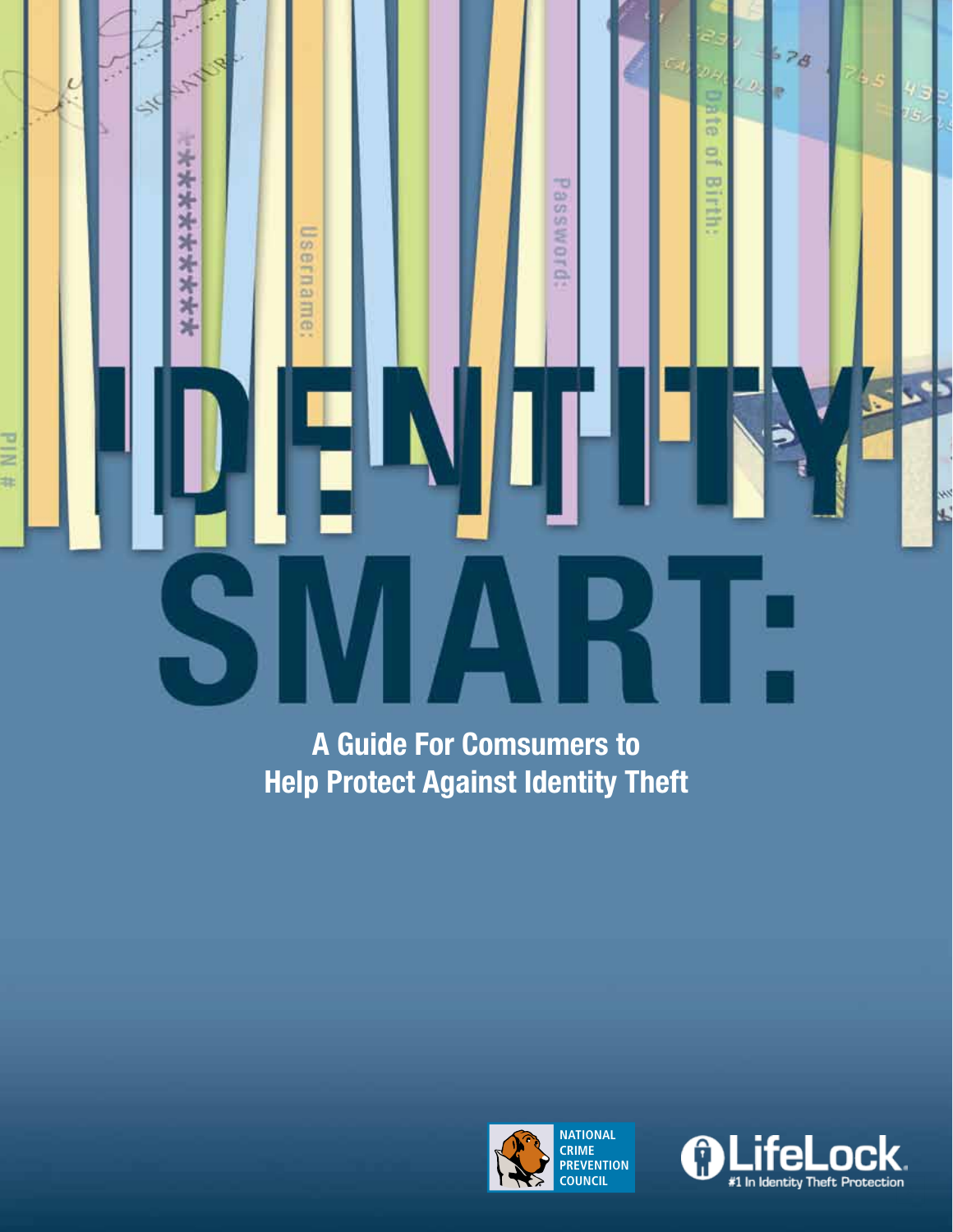# IDENTITY SMART:

## A Guide For Comsumers to Help Protect Against Identity Theft

NATIONAL CRIME PREVENTION COUNCIL

LifeLock. #1 In Identity Theft Protection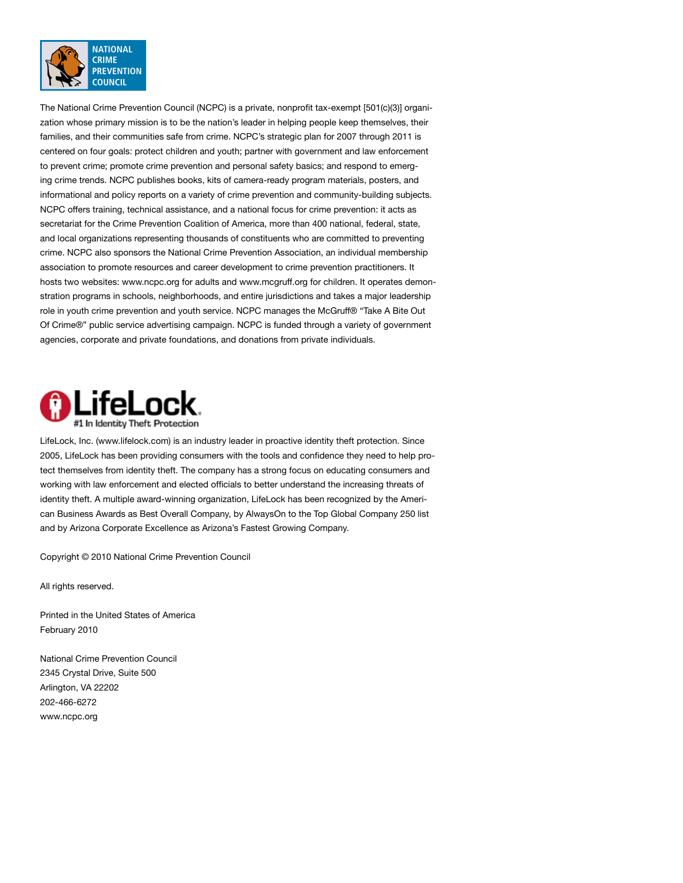NATIONAL CRIME PREVENTION COUNCIL

The National Crime Prevention Council (NCPC) is a private, nonprofit tax-exempt [501(c)(3)] organization whose primary mission is to be the nation's leader in helping people keep themselves, their families, and their communities safe from crime. NCPC's strategic plan for 2007 through 2011 is centered on four goals: protect children and youth; partner with government and law enforcement to prevent crime; promote crime prevention and personal safety basics; and respond to emerging crime trends. NCPC publishes books, kits of camera-ready program materials, posters, and informational and policy reports on a variety of crime prevention and community-building subjects. NCPC offers training, technical assistance, and a national focus for crime prevention: it acts as secretariat for the Crime Prevention Coalition of America, more than 400 national, federal, state, and local organizations representing thousands of constituents who are committed to preventing crime. NCPC also sponsors the National Crime Prevention Association, an individual membership association to promote resources and career development to crime prevention practitioners. It hosts two websites: www.ncpc.org for adults and www.mcgruff.org for children. It operates demonstration programs in schools, neighborhoods, and entire jurisdictions and takes a major leadership role in youth crime prevention and youth service. NCPC manages the McGruff® "Take A Bite Out Of Crime®" public service advertising campaign. NCPC is funded through a variety of government agencies, corporate and private foundations, and donations from private individuals.

LifeLock
#1 In Identity Theft Protection

LifeLock, Inc. (www.lifelock.com) is an industry leader in proactive identity theft protection. Since 2005, LifeLock has been providing consumers with the tools and confidence they need to help protect themselves from identity theft. The company has a strong focus on educating consumers and working with law enforcement and elected officials to better understand the increasing threats of identity theft. A multiple award-winning organization, LifeLock has been recognized by the American Business Awards as Best Overall Company, by AlwaysOn to the Top Global Company 250 list and by Arizona Corporate Excellence as Arizona's Fastest Growing Company.

Copyright © 2010 National Crime Prevention Council

All rights reserved.

Printed in the United States of America
February 2010

National Crime Prevention Council
2345 Crystal Drive, Suite 500
Arlington, VA 22202
202-466-6272
www.ncpc.org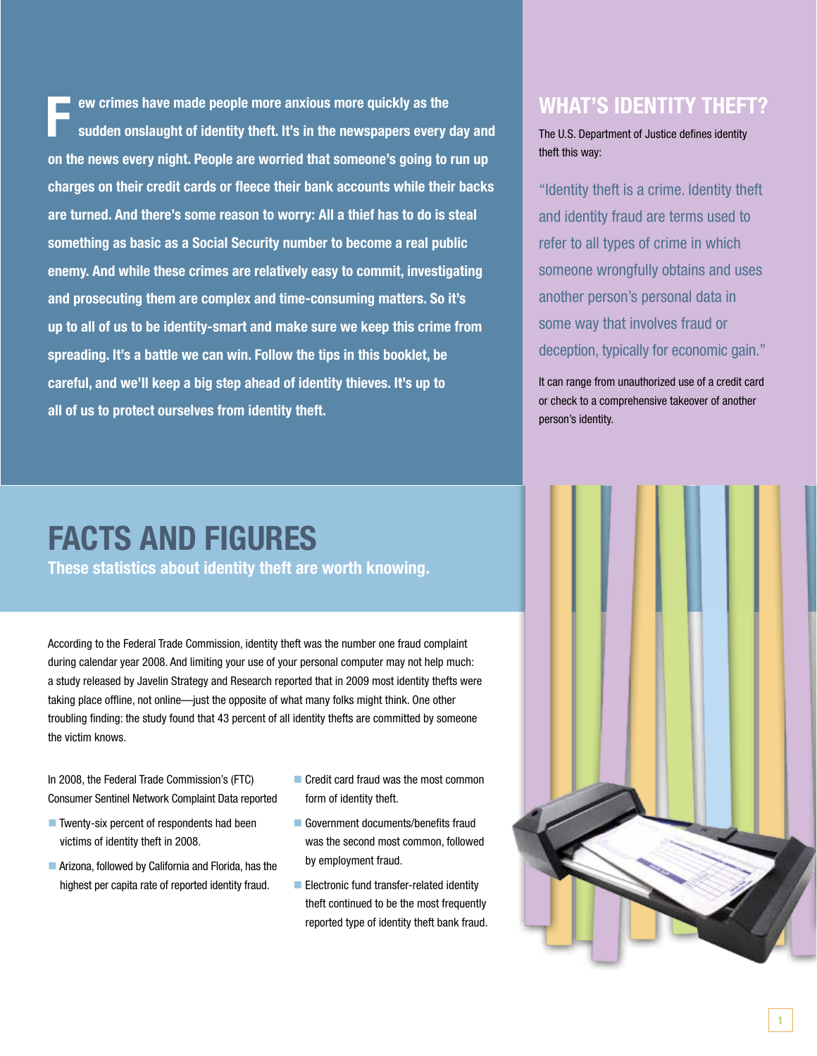Few crimes have made people more anxious more quickly as the sudden onslaught of identity theft. It's in the newspapers every day and on the news every night. People are worried that someone's going to run up charges on their credit cards or fleece their bank accounts while their backs are turned. And there's some reason to worry: All a thief has to do is steal something as basic as a Social Security number to become a real public enemy. And while these crimes are relatively easy to commit, investigating and prosecuting them are complex and time-consuming matters. So it's up to all of us to be identity-smart and make sure we keep this crime from spreading. It's a battle we can win. Follow the tips in this booklet, be careful, and we'll keep a big step ahead of identity thieves. It's up to all of us to protect ourselves from identity theft.

## WHAT'S IDENTITY THEFT?

The U.S. Department of Justice defines identity theft this way:

"Identity theft is a crime. Identity theft and identity fraud are terms used to refer to all types of crime in which someone wrongfully obtains and uses another person's personal data in some way that involves fraud or deception, typically for economic gain."

It can range from unauthorized use of a credit card or check to a comprehensive takeover of another person's identity.

# FACTS AND FIGURES

**These statistics about identity theft are worth knowing.**

According to the Federal Trade Commission, identity theft was the number one fraud complaint during calendar year 2008. And limiting your use of your personal computer may not help much: a study released by Javelin Strategy and Research reported that in 2009 most identity thefts were taking place offline, not online—just the opposite of what many folks might think. One other troubling finding: the study found that 43 percent of all identity thefts are committed by someone the victim knows.

In 2008, the Federal Trade Commission's (FTC) Consumer Sentinel Network Complaint Data reported

- Twenty-six percent of respondents had been victims of identity theft in 2008.
- Arizona, followed by California and Florida, has the highest per capita rate of reported identity fraud.
- Credit card fraud was the most common form of identity theft.
- Government documents/benefits fraud was the second most common, followed by employment fraud.
- Electronic fund transfer-related identity theft continued to be the most frequently reported type of identity theft bank fraud.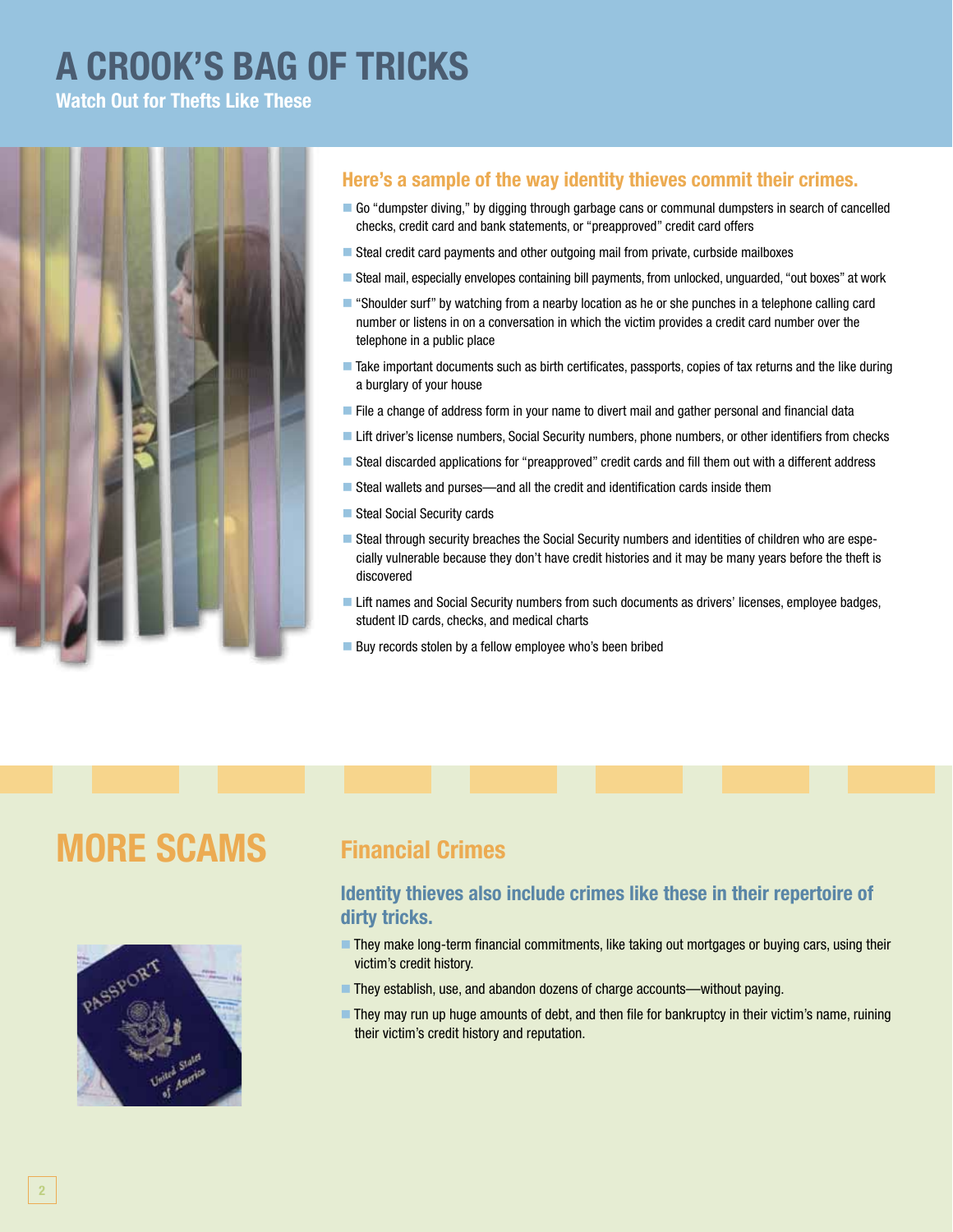# A CROOK'S BAG OF TRICKS

**Watch Out for Thefts Like These**

### Here's a sample of the way identity thieves commit their crimes.

- Go "dumpster diving," by digging through garbage cans or communal dumpsters in search of cancelled checks, credit card and bank statements, or "preapproved" credit card offers
- Steal credit card payments and other outgoing mail from private, curbside mailboxes
- Steal mail, especially envelopes containing bill payments, from unlocked, unguarded, "out boxes" at work
- "Shoulder surf" by watching from a nearby location as he or she punches in a telephone calling card number or listens in on a conversation in which the victim provides a credit card number over the telephone in a public place
- Take important documents such as birth certificates, passports, copies of tax returns and the like during a burglary of your house
- File a change of address form in your name to divert mail and gather personal and financial data
- Lift driver's license numbers, Social Security numbers, phone numbers, or other identifiers from checks
- Steal discarded applications for "preapproved" credit cards and fill them out with a different address
- Steal wallets and purses—and all the credit and identification cards inside them
- Steal Social Security cards
- Steal through security breaches the Social Security numbers and identities of children who are especially vulnerable because they don't have credit histories and it may be many years before the theft is discovered
- Lift names and Social Security numbers from such documents as drivers' licenses, employee badges, student ID cards, checks, and medical charts
- Buy records stolen by a fellow employee who's been bribed

# MORE SCAMS

## Financial Crimes

### Identity thieves also include crimes like these in their repertoire of dirty tricks.

- They make long-term financial commitments, like taking out mortgages or buying cars, using their victim's credit history.
- They establish, use, and abandon dozens of charge accounts—without paying.
- They may run up huge amounts of debt, and then file for bankruptcy in their victim's name, ruining their victim's credit history and reputation.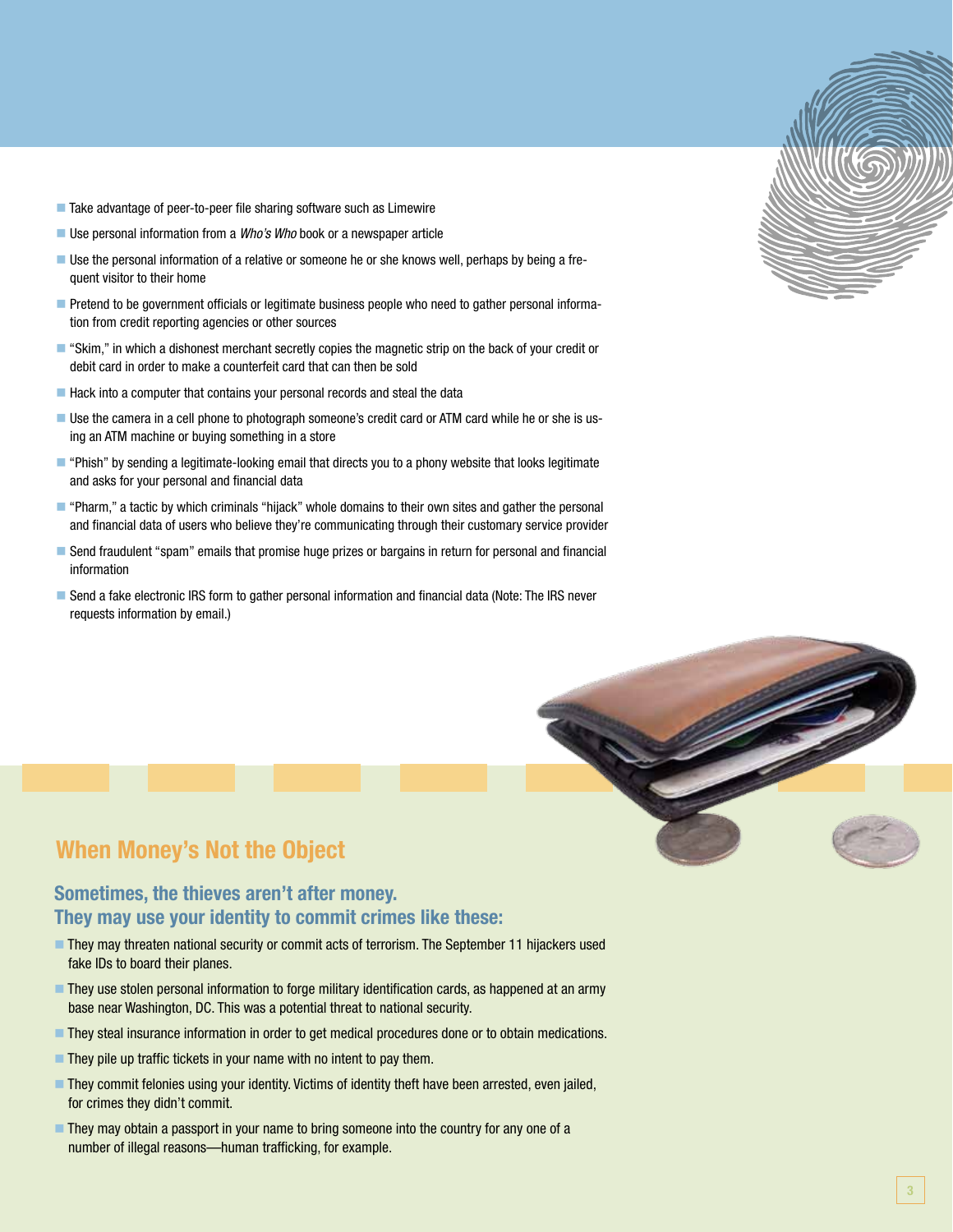- Take advantage of peer-to-peer file sharing software such as Limewire
- Use personal information from a *Who's Who* book or a newspaper article
- Use the personal information of a relative or someone he or she knows well, perhaps by being a frequent visitor to their home
- Pretend to be government officials or legitimate business people who need to gather personal information from credit reporting agencies or other sources
- "Skim," in which a dishonest merchant secretly copies the magnetic strip on the back of your credit or debit card in order to make a counterfeit card that can then be sold
- Hack into a computer that contains your personal records and steal the data
- Use the camera in a cell phone to photograph someone's credit card or ATM card while he or she is using an ATM machine or buying something in a store
- "Phish" by sending a legitimate-looking email that directs you to a phony website that looks legitimate and asks for your personal and financial data
- "Pharm," a tactic by which criminals "hijack" whole domains to their own sites and gather the personal and financial data of users who believe they're communicating through their customary service provider
- Send fraudulent "spam" emails that promise huge prizes or bargains in return for personal and financial information
- Send a fake electronic IRS form to gather personal information and financial data (Note: The IRS never requests information by email.)

## When Money's Not the Object

### Sometimes, the thieves aren't after money. They may use your identity to commit crimes like these:

- They may threaten national security or commit acts of terrorism. The September 11 hijackers used fake IDs to board their planes.
- They use stolen personal information to forge military identification cards, as happened at an army base near Washington, DC. This was a potential threat to national security.
- They steal insurance information in order to get medical procedures done or to obtain medications.
- They pile up traffic tickets in your name with no intent to pay them.
- They commit felonies using your identity. Victims of identity theft have been arrested, even jailed, for crimes they didn't commit.
- They may obtain a passport in your name to bring someone into the country for any one of a number of illegal reasons—human trafficking, for example.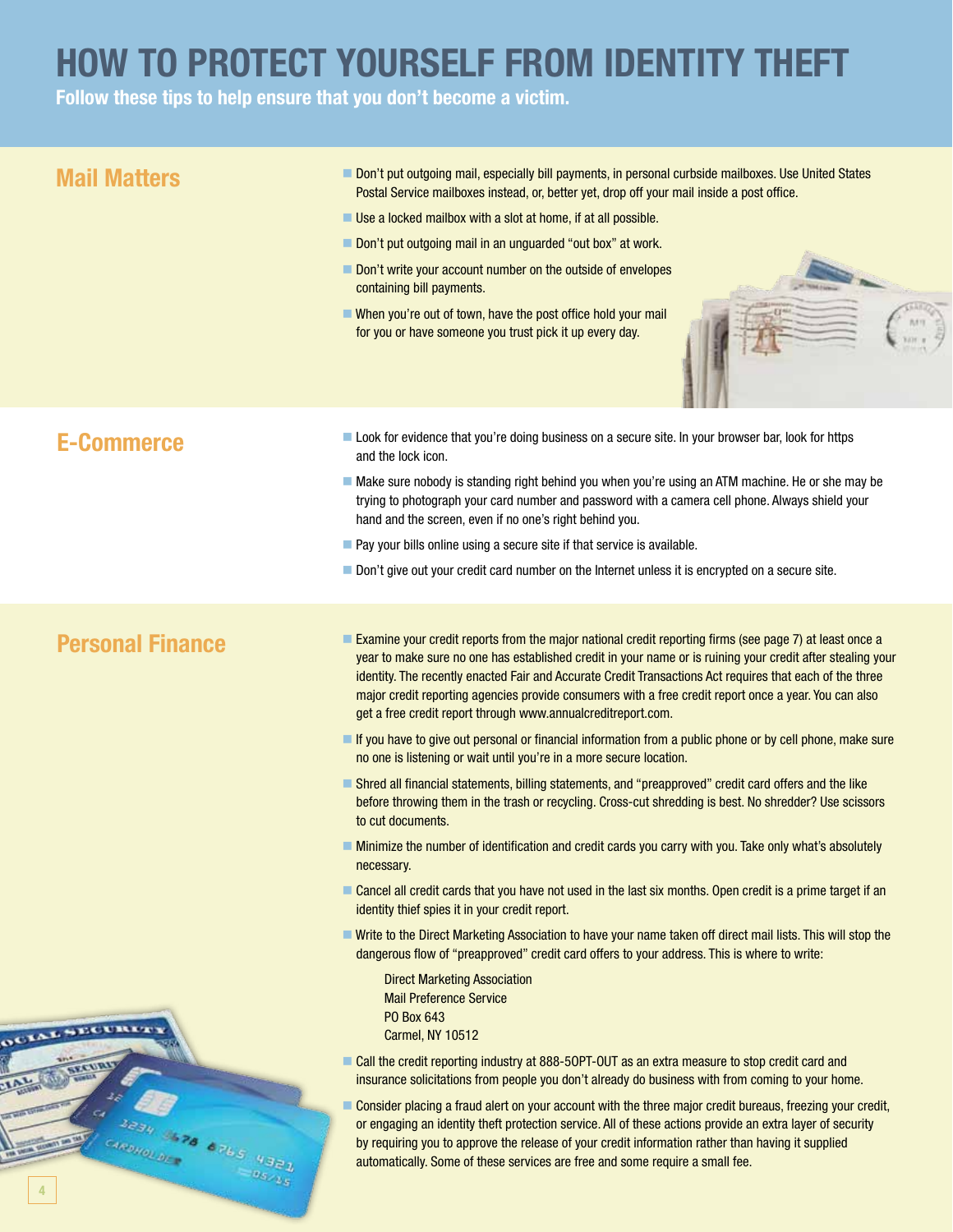# HOW TO PROTECT YOURSELF FROM IDENTITY THEFT

**Follow these tips to help ensure that you don't become a victim.**

## Mail Matters

- Don't put outgoing mail, especially bill payments, in personal curbside mailboxes. Use United States Postal Service mailboxes instead, or, better yet, drop off your mail inside a post office.
- Use a locked mailbox with a slot at home, if at all possible.
- Don't put outgoing mail in an unguarded "out box" at work.
- Don't write your account number on the outside of envelopes containing bill payments.
- When you're out of town, have the post office hold your mail for you or have someone you trust pick it up every day.

## E-Commerce

- Look for evidence that you're doing business on a secure site. In your browser bar, look for https and the lock icon.
- Make sure nobody is standing right behind you when you're using an ATM machine. He or she may be trying to photograph your card number and password with a camera cell phone. Always shield your hand and the screen, even if no one's right behind you.
- Pay your bills online using a secure site if that service is available.
- Don't give out your credit card number on the Internet unless it is encrypted on a secure site.

## Personal Finance

- Examine your credit reports from the major national credit reporting firms (see page 7) at least once a year to make sure no one has established credit in your name or is ruining your credit after stealing your identity. The recently enacted Fair and Accurate Credit Transactions Act requires that each of the three major credit reporting agencies provide consumers with a free credit report once a year. You can also get a free credit report through www.annualcreditreport.com.
- If you have to give out personal or financial information from a public phone or by cell phone, make sure no one is listening or wait until you're in a more secure location.
- Shred all financial statements, billing statements, and "preapproved" credit card offers and the like before throwing them in the trash or recycling. Cross-cut shredding is best. No shredder? Use scissors to cut documents.
- Minimize the number of identification and credit cards you carry with you. Take only what's absolutely necessary.
- Cancel all credit cards that you have not used in the last six months. Open credit is a prime target if an identity thief spies it in your credit report.
- Write to the Direct Marketing Association to have your name taken off direct mail lists. This will stop the dangerous flow of "preapproved" credit card offers to your address. This is where to write:

  Direct Marketing Association
  Mail Preference Service
  PO Box 643
  Carmel, NY 10512

- Call the credit reporting industry at 888-5OPT-OUT as an extra measure to stop credit card and insurance solicitations from people you don't already do business with from coming to your home.
- Consider placing a fraud alert on your account with the three major credit bureaus, freezing your credit, or engaging an identity theft protection service. All of these actions provide an extra layer of security by requiring you to approve the release of your credit information rather than having it supplied automatically. Some of these services are free and some require a small fee.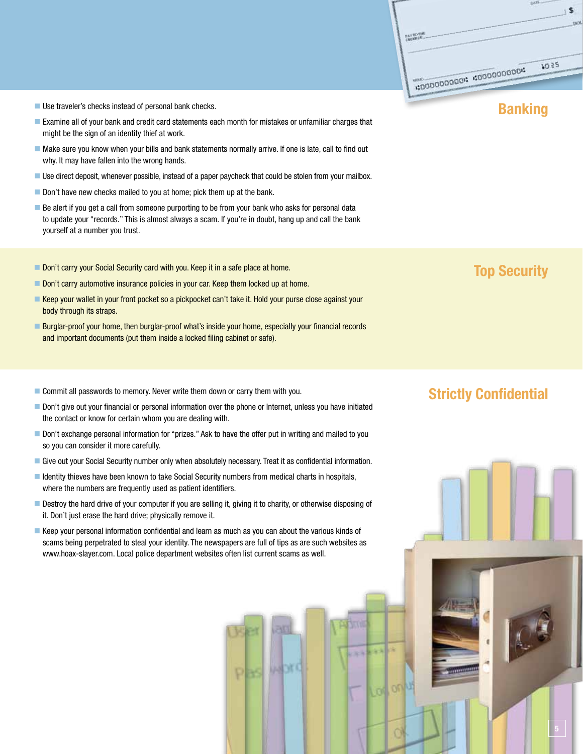## Banking

- Use traveler's checks instead of personal bank checks.
- Examine all of your bank and credit card statements each month for mistakes or unfamiliar charges that might be the sign of an identity thief at work.
- Make sure you know when your bills and bank statements normally arrive. If one is late, call to find out why. It may have fallen into the wrong hands.
- Use direct deposit, whenever possible, instead of a paper paycheck that could be stolen from your mailbox.
- Don't have new checks mailed to you at home; pick them up at the bank.
- Be alert if you get a call from someone purporting to be from your bank who asks for personal data to update your "records." This is almost always a scam. If you're in doubt, hang up and call the bank yourself at a number you trust.

## Top Security

- Don't carry your Social Security card with you. Keep it in a safe place at home.
- Don't carry automotive insurance policies in your car. Keep them locked up at home.
- Keep your wallet in your front pocket so a pickpocket can't take it. Hold your purse close against your body through its straps.
- Burglar-proof your home, then burglar-proof what's inside your home, especially your financial records and important documents (put them inside a locked filing cabinet or safe).

## Strictly Confidential

- Commit all passwords to memory. Never write them down or carry them with you.
- Don't give out your financial or personal information over the phone or Internet, unless you have initiated the contact or know for certain whom you are dealing with.
- Don't exchange personal information for "prizes." Ask to have the offer put in writing and mailed to you so you can consider it more carefully.
- Give out your Social Security number only when absolutely necessary. Treat it as confidential information.
- Identity thieves have been known to take Social Security numbers from medical charts in hospitals, where the numbers are frequently used as patient identifiers.
- Destroy the hard drive of your computer if you are selling it, giving it to charity, or otherwise disposing of it. Don't just erase the hard drive; physically remove it.
- Keep your personal information confidential and learn as much as you can about the various kinds of scams being perpetrated to steal your identity. The newspapers are full of tips as are such websites as www.hoax-slayer.com. Local police department websites often list current scams as well.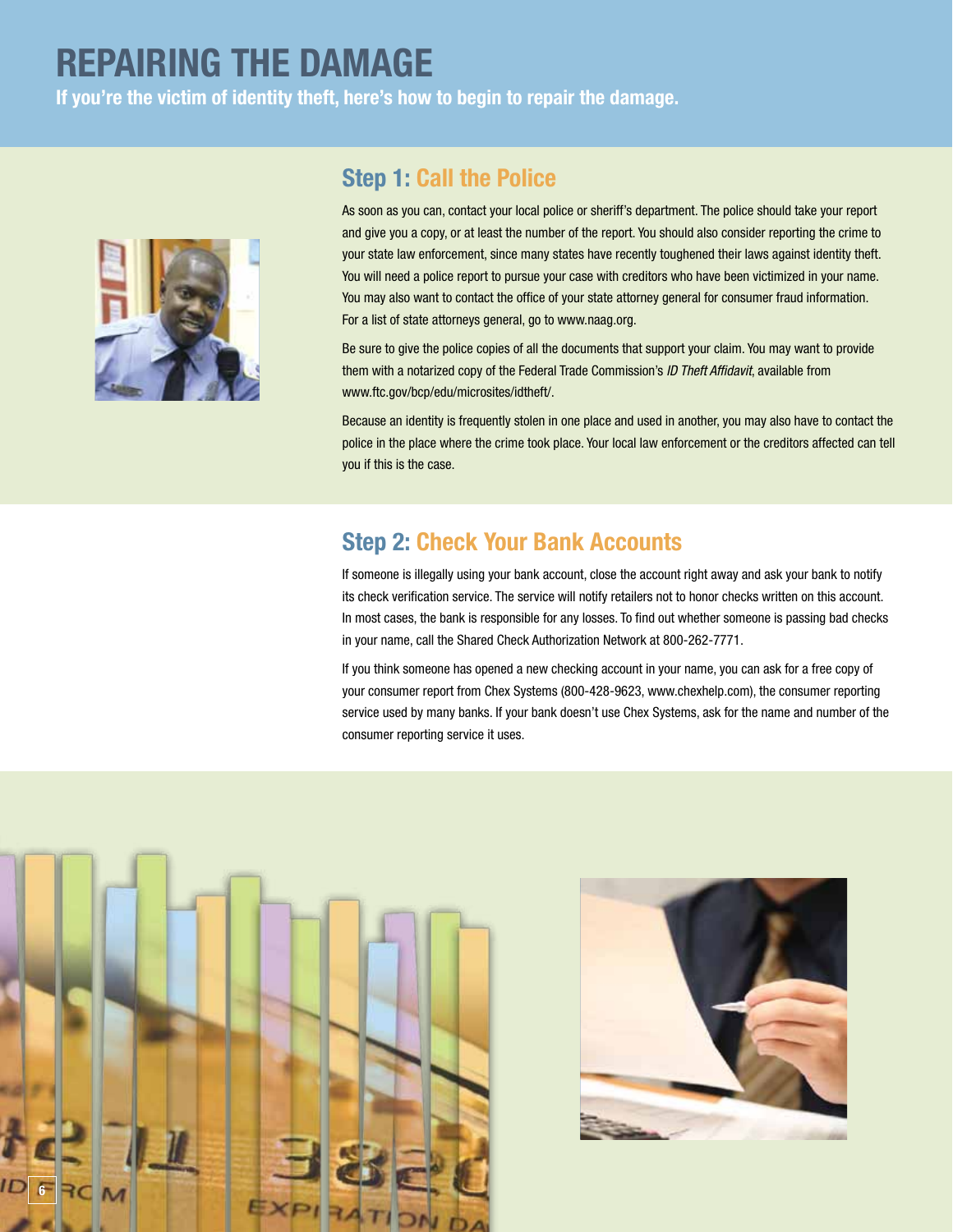# REPAIRING THE DAMAGE

**If you're the victim of identity theft, here's how to begin to repair the damage.**

## Step 1: Call the Police

As soon as you can, contact your local police or sheriff's department. The police should take your report and give you a copy, or at least the number of the report. You should also consider reporting the crime to your state law enforcement, since many states have recently toughened their laws against identity theft. You will need a police report to pursue your case with creditors who have been victimized in your name. You may also want to contact the office of your state attorney general for consumer fraud information. For a list of state attorneys general, go to www.naag.org.

Be sure to give the police copies of all the documents that support your claim. You may want to provide them with a notarized copy of the Federal Trade Commission's *ID Theft Affidavit*, available from www.ftc.gov/bcp/edu/microsites/idtheft/.

Because an identity is frequently stolen in one place and used in another, you may also have to contact the police in the place where the crime took place. Your local law enforcement or the creditors affected can tell you if this is the case.

## Step 2: Check Your Bank Accounts

If someone is illegally using your bank account, close the account right away and ask your bank to notify its check verification service. The service will notify retailers not to honor checks written on this account. In most cases, the bank is responsible for any losses. To find out whether someone is passing bad checks in your name, call the Shared Check Authorization Network at 800-262-7771.

If you think someone has opened a new checking account in your name, you can ask for a free copy of your consumer report from Chex Systems (800-428-9623, www.chexhelp.com), the consumer reporting service used by many banks. If your bank doesn't use Chex Systems, ask for the name and number of the consumer reporting service it uses.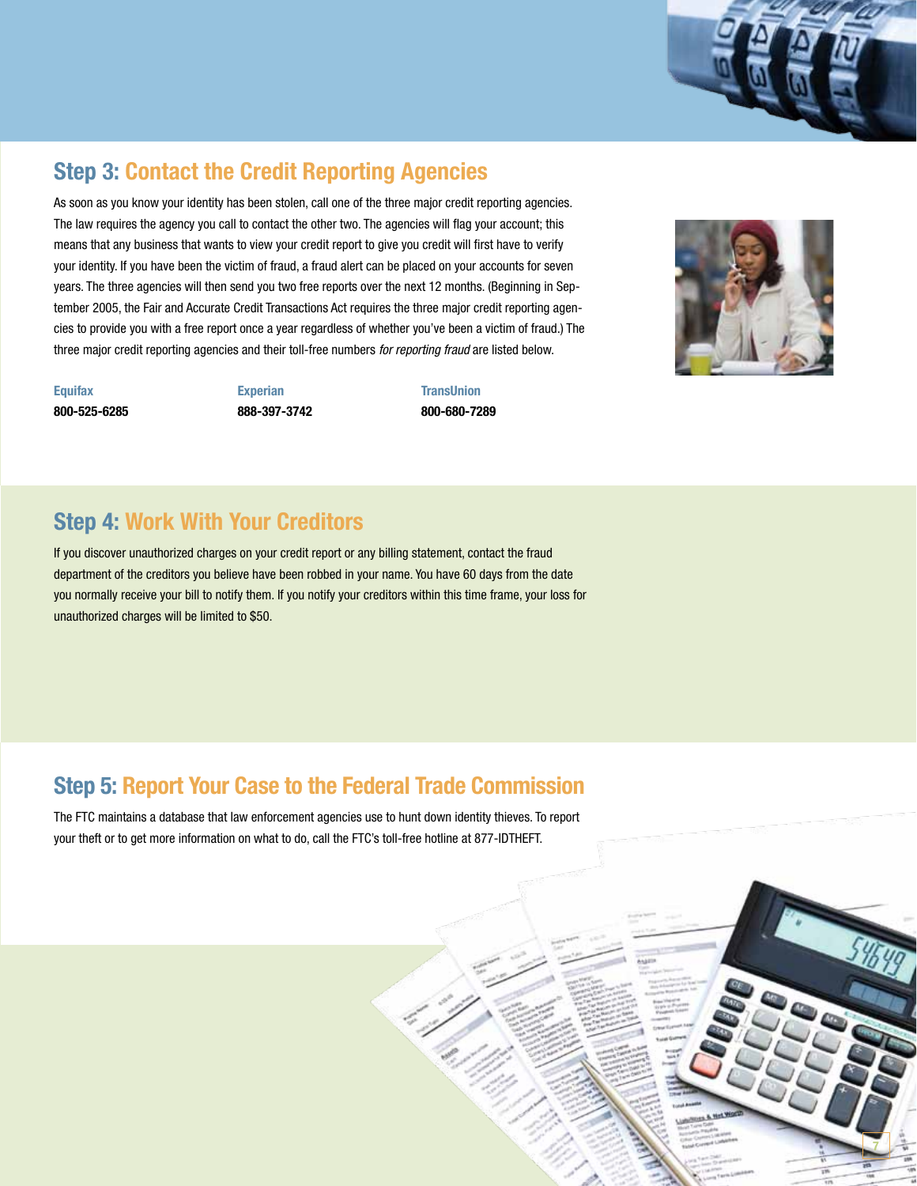## Step 3: Contact the Credit Reporting Agencies

As soon as you know your identity has been stolen, call one of the three major credit reporting agencies. The law requires the agency you call to contact the other two. The agencies will flag your account; this means that any business that wants to view your credit report to give you credit will first have to verify your identity. If you have been the victim of fraud, a fraud alert can be placed on your accounts for seven years. The three agencies will then send you two free reports over the next 12 months. (Beginning in September 2005, the Fair and Accurate Credit Transactions Act requires the three major credit reporting agencies to provide you with a free report once a year regardless of whether you've been a victim of fraud.) The three major credit reporting agencies and their toll-free numbers *for reporting fraud* are listed below.

| Equifax | Experian | TransUnion |
|---|---|---|
| **800-525-6285** | **888-397-3742** | **800-680-7289** |

## Step 4: Work With Your Creditors

If you discover unauthorized charges on your credit report or any billing statement, contact the fraud department of the creditors you believe have been robbed in your name. You have 60 days from the date you normally receive your bill to notify them. If you notify your creditors within this time frame, your loss for unauthorized charges will be limited to $50.

## Step 5: Report Your Case to the Federal Trade Commission

The FTC maintains a database that law enforcement agencies use to hunt down identity thieves. To report your theft or to get more information on what to do, call the FTC's toll-free hotline at 877-IDTHEFT.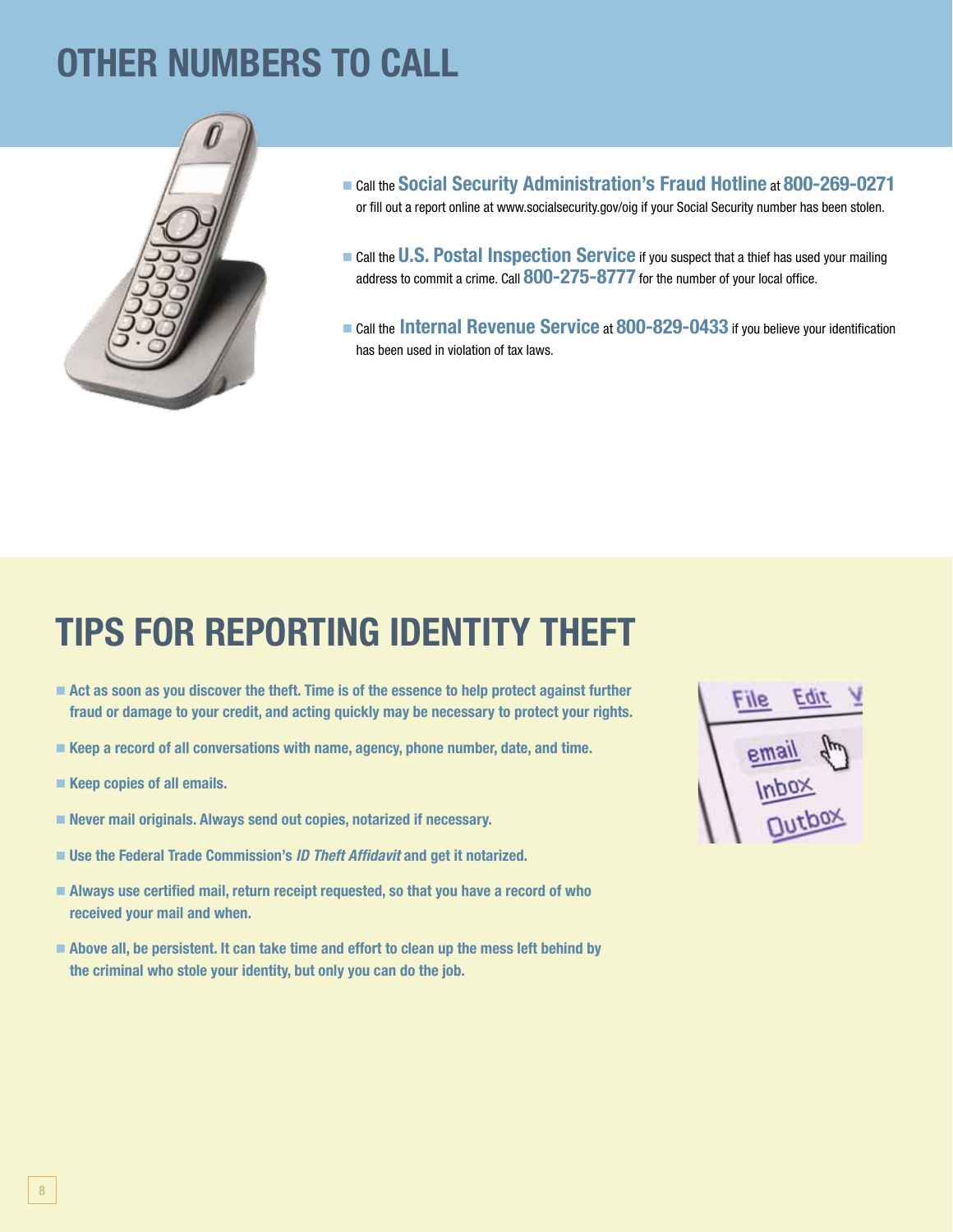# OTHER NUMBERS TO CALL

- Call the **Social Security Administration's Fraud Hotline** at **800-269-0271** or fill out a report online at www.socialsecurity.gov/oig if your Social Security number has been stolen.
- Call the **U.S. Postal Inspection Service** if you suspect that a thief has used your mailing address to commit a crime. Call **800-275-8777** for the number of your local office.
- Call the **Internal Revenue Service** at **800-829-0433** if you believe your identification has been used in violation of tax laws.

# TIPS FOR REPORTING IDENTITY THEFT

- **Act as soon as you discover the theft. Time is of the essence to help protect against further fraud or damage to your credit, and acting quickly may be necessary to protect your rights.**
- **Keep a record of all conversations with name, agency, phone number, date, and time.**
- **Keep copies of all emails.**
- **Never mail originals. Always send out copies, notarized if necessary.**
- **Use the Federal Trade Commission's *ID Theft Affidavit* and get it notarized.**
- **Always use certified mail, return receipt requested, so that you have a record of who received your mail and when.**
- **Above all, be persistent. It can take time and effort to clean up the mess left behind by the criminal who stole your identity, but only you can do the job.**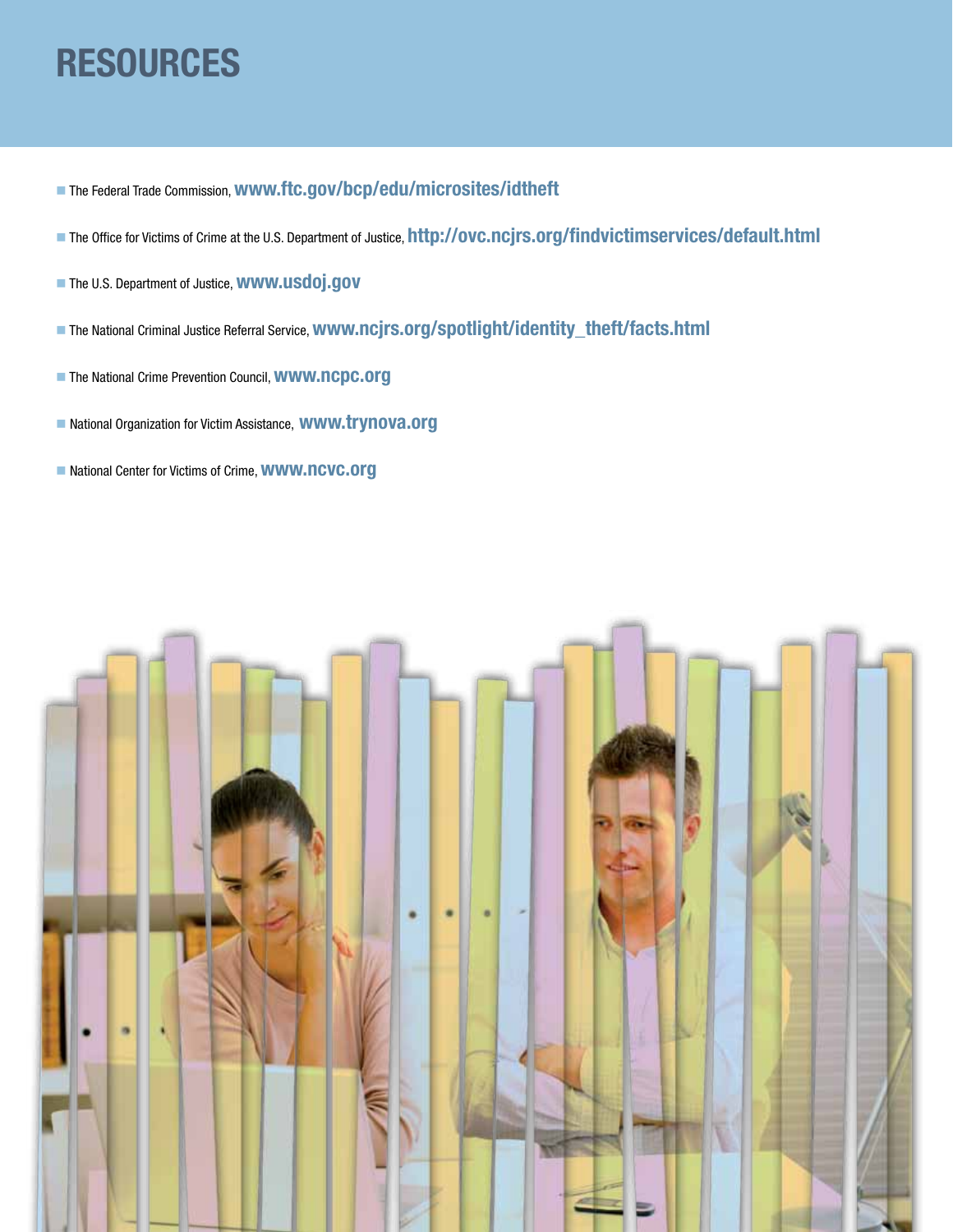# RESOURCES

- The Federal Trade Commission, **www.ftc.gov/bcp/edu/microsites/idtheft**
- The Office for Victims of Crime at the U.S. Department of Justice, **http://ovc.ncjrs.org/findvictimservices/default.html**
- The U.S. Department of Justice, **www.usdoj.gov**
- The National Criminal Justice Referral Service, **www.ncjrs.org/spotlight/identity_theft/facts.html**
- The National Crime Prevention Council, **www.ncpc.org**
- National Organization for Victim Assistance, **www.trynova.org**
- National Center for Victims of Crime, **www.ncvc.org**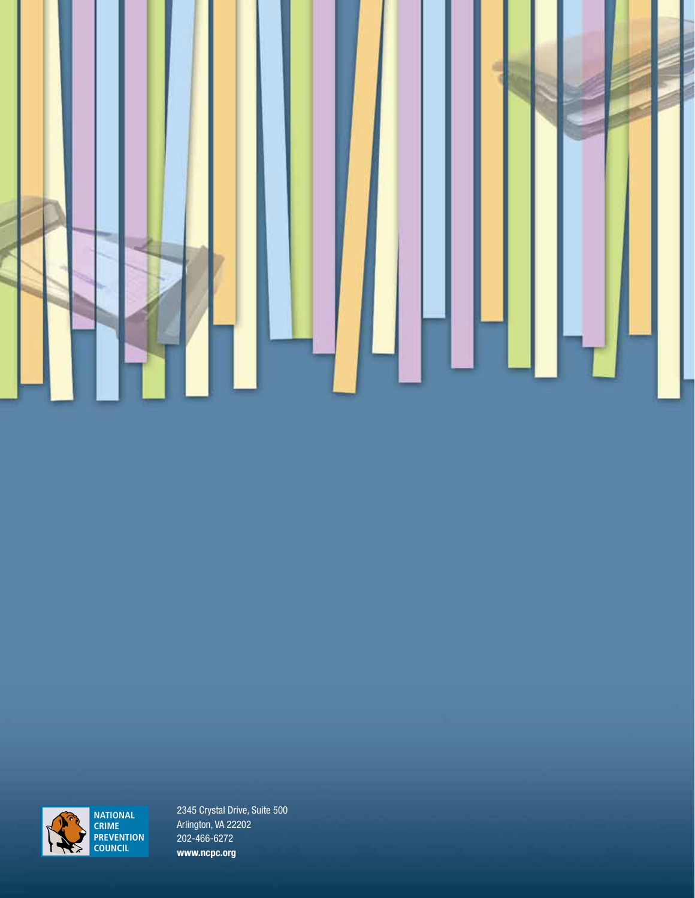NATIONAL
CRIME
PREVENTION
COUNCIL

2345 Crystal Drive, Suite 500
Arlington, VA 22202
202-466-6272
**www.ncpc.org**